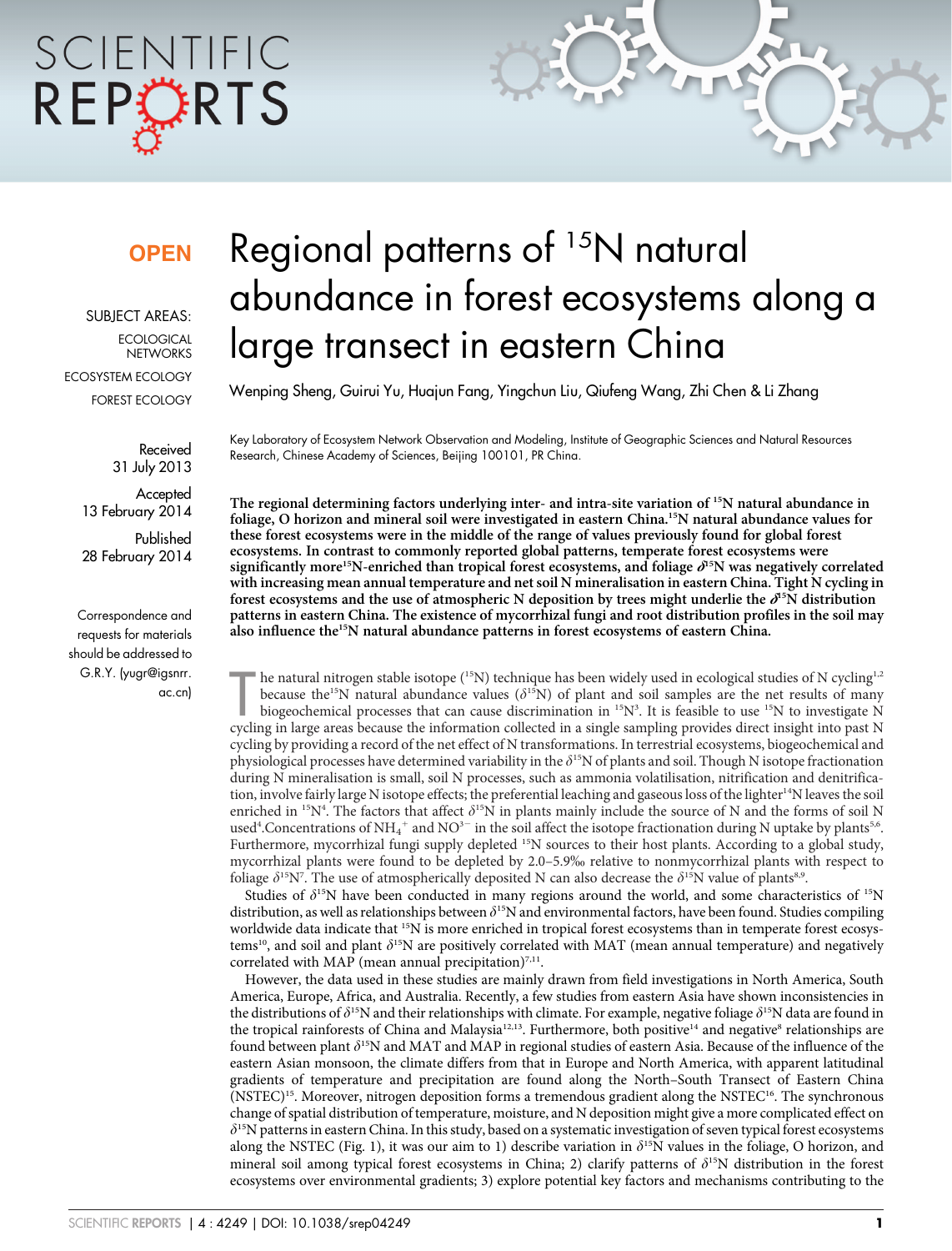**OPEN**

SUBJECT AREAS:
ECOLOGICAL NETWORKS
ECOSYSTEM ECOLOGY
FOREST ECOLOGY

Received
31 July 2013

Accepted
13 February 2014

Published
28 February 2014

Correspondence and requests for materials should be addressed to G.R.Y. (yugr@igsnrr.ac.cn)

# Regional patterns of $^{15}N$ natural abundance in forest ecosystems along a large transect in eastern China

Wenping Sheng, Guirui Yu, Huajun Fang, Yingchun Liu, Qiufeng Wang, Zhi Chen & Li Zhang

Key Laboratory of Ecosystem Network Observation and Modeling, Institute of Geographic Sciences and Natural Resources Research, Chinese Academy of Sciences, Beijing 100101, PR China.

**The regional determining factors underlying inter- and intra-site variation of $^{15}N$ natural abundance in foliage, O horizon and mineral soil were investigated in eastern China. $^{15}N$ natural abundance values for these forest ecosystems were in the middle of the range of values previously found for global forest ecosystems. In contrast to commonly reported global patterns, temperate forest ecosystems were significantly more $^{15}N$-enriched than tropical forest ecosystems, and foliage $\delta^{15}N$ was negatively correlated with increasing mean annual temperature and net soil N mineralisation in eastern China. Tight N cycling in forest ecosystems and the use of atmospheric N deposition by trees might underlie the $\delta^{15}N$ distribution patterns in eastern China. The existence of mycorrhizal fungi and root distribution profiles in the soil may also influence the $^{15}N$ natural abundance patterns in forest ecosystems of eastern China.**

The natural nitrogen stable isotope ($^{15}N$) technique has been widely used in ecological studies of N cycling[1,2] because the $^{15}N$ natural abundance values ($\delta^{15}N$) of plant and soil samples are the net results of many biogeochemical processes that can cause discrimination in $^{15}N$[3]. It is feasible to use $^{15}N$ to investigate N cycling in large areas because the information collected in a single sampling provides direct insight into past N cycling by providing a record of the net effect of N transformations. In terrestrial ecosystems, biogeochemical and physiological processes have determined variability in the $\delta^{15}N$ of plants and soil. Though N isotope fractionation during N mineralisation is small, soil N processes, such as ammonia volatilisation, nitrification and denitrification, involve fairly large N isotope effects; the preferential leaching and gaseous loss of the lighter $^{14}N$ leaves the soil enriched in $^{15}N$[4]. The factors that affect $\delta^{15}N$ in plants mainly include the source of N and the forms of soil N used[4]. Concentrations of $NH_4^+$ and $NO^{3-}$ in the soil affect the isotope fractionation during N uptake by plants[5,6]. Furthermore, mycorrhizal fungi supply depleted $^{15}N$ sources to their host plants. According to a global study, mycorrhizal plants were found to be depleted by 2.0–5.9‰ relative to nonmycorrhizal plants with respect to foliage $\delta^{15}N$[7]. The use of atmospherically deposited N can also decrease the $\delta^{15}N$ value of plants[8,9].

Studies of $\delta^{15}N$ have been conducted in many regions around the world, and some characteristics of $^{15}N$ distribution, as well as relationships between $\delta^{15}N$ and environmental factors, have been found. Studies compiling worldwide data indicate that $^{15}N$ is more enriched in tropical forest ecosystems than in temperate forest ecosystems[10], and soil and plant $\delta^{15}N$ are positively correlated with MAT (mean annual temperature) and negatively correlated with MAP (mean annual precipitation)[7,11].

However, the data used in these studies are mainly drawn from field investigations in North America, South America, Europe, Africa, and Australia. Recently, a few studies from eastern Asia have shown inconsistencies in the distributions of $\delta^{15}N$ and their relationships with climate. For example, negative foliage $\delta^{15}N$ data are found in the tropical rainforests of China and Malaysia[12,13]. Furthermore, both positive[14] and negative[8] relationships are found between plant $\delta^{15}N$ and MAT and MAP in regional studies of eastern Asia. Because of the influence of the eastern Asian monsoon, the climate differs from that in Europe and North America, with apparent latitudinal gradients of temperature and precipitation are found along the North–South Transect of Eastern China (NSTEC)[15]. Moreover, nitrogen deposition forms a tremendous gradient along the NSTEC[16]. The synchronous change of spatial distribution of temperature, moisture, and N deposition might give a more complicated effect on $\delta^{15}N$ patterns in eastern China. In this study, based on a systematic investigation of seven typical forest ecosystems along the NSTEC (Fig. 1), it was our aim to 1) describe variation in $\delta^{15}N$ values in the foliage, O horizon, and mineral soil among typical forest ecosystems in China; 2) clarify patterns of $\delta^{15}N$ distribution in the forest ecosystems over environmental gradients; 3) explore potential key factors and mechanisms contributing to the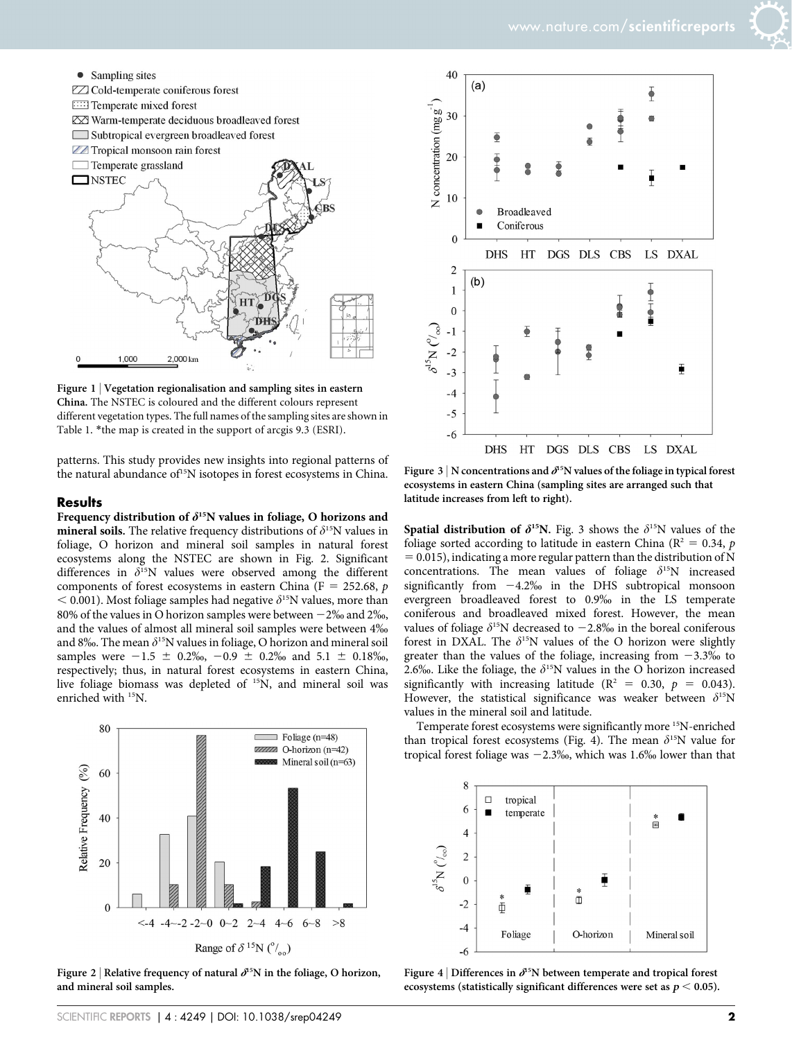Figure 1 | Vegetation regionalisation and sampling sites in eastern China. The NSTEC is coloured and the different colours represent different vegetation types. The full names of the sampling sites are shown in Table 1. *the map is created in the support of arcgis 9.3 (ESRI).

patterns. This study provides new insights into regional patterns of the natural abundance of $^{15}N$ isotopes in forest ecosystems in China.

## Results

**Frequency distribution of $\delta^{15}N$ values in foliage, O horizons and mineral soils.** The relative frequency distributions of $\delta^{15}N$ values in foliage, O horizon and mineral soil samples in natural forest ecosystems along the NSTEC are shown in Fig. 2. Significant differences in $\delta^{15}N$ values were observed among the different components of forest ecosystems in eastern China ($F = 252.68$, $p < 0.001$). Most foliage samples had negative $\delta^{15}N$ values, more than 80% of the values in O horizon samples were between −2‰ and 2‰, and the values of almost all mineral soil samples were between 4‰ and 8‰. The mean $\delta^{15}N$ values in foliage, O horizon and mineral soil samples were −1.5 ± 0.2‰, −0.9 ± 0.2‰ and 5.1 ± 0.18‰, respectively; thus, in natural forest ecosystems in eastern China, live foliage biomass was depleted of $^{15}N$, and mineral soil was enriched with $^{15}N$.

Figure 2 | Relative frequency of natural $\delta^{15}N$ in the foliage, O horizon, and mineral soil samples.

Figure 3 | N concentrations and $\delta^{15}N$ values of the foliage in typical forest ecosystems in eastern China (sampling sites are arranged such that latitude increases from left to right).

**Spatial distribution of $\delta^{15}N$.** Fig. 3 shows the $\delta^{15}N$ values of the foliage sorted according to latitude in eastern China ($R^2 = 0.34$, $p = 0.015$), indicating a more regular pattern than the distribution of N concentrations. The mean values of foliage $\delta^{15}N$ increased significantly from −4.2‰ in the DHS subtropical monsoon evergreen broadleaved forest to 0.9‰ in the LS temperate coniferous and broadleaved mixed forest. However, the mean values of foliage $\delta^{15}N$ decreased to −2.8‰ in the boreal coniferous forest in DXAL. The $\delta^{15}N$ values of the O horizon were slightly greater than the values of the foliage, increasing from −3.3‰ to 2.6‰. Like the foliage, the $\delta^{15}N$ values in the O horizon increased significantly with increasing latitude ($R^2 = 0.30$, $p = 0.043$). However, the statistical significance was weaker between $\delta^{15}N$ values in the mineral soil and latitude.

Temperate forest ecosystems were significantly more $^{15}N$-enriched than tropical forest ecosystems (Fig. 4). The mean $\delta^{15}N$ value for tropical forest foliage was −2.3‰, which was 1.6‰ lower than that

Figure 4 | Differences in $\delta^{15}N$ between temperate and tropical forest ecosystems (statistically significant differences were set as $p < 0.05$).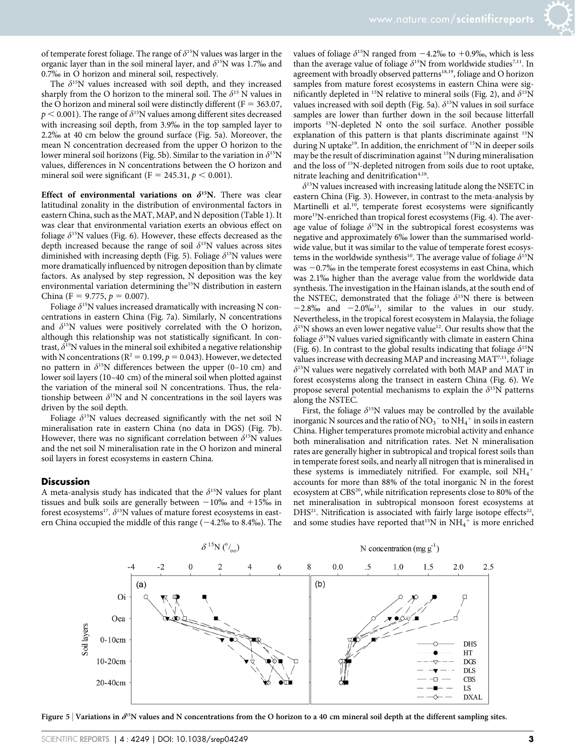of temperate forest foliage. The range of $\delta^{15}N$ values was larger in the organic layer than in the soil mineral layer, and $\delta^{15}N$ was 1.7‰ and 0.7‰ in O horizon and mineral soil, respectively.

The $\delta^{15}N$ values increased with soil depth, and they increased sharply from the O horizon to the mineral soil. The $\delta^{15}N$ values in the O horizon and mineral soil were distinctly different ($F = 363.07$, $p < 0.001$). The range of $\delta^{15}N$ values among different sites decreased with increasing soil depth, from 3.9‰ in the top sampled layer to 2.2‰ at 40 cm below the ground surface (Fig. 5a). Moreover, the mean N concentration decreased from the upper O horizon to the lower mineral soil horizons (Fig. 5b). Similar to the variation in $\delta^{15}N$ values, differences in N concentrations between the O horizon and mineral soil were significant ($F = 245.31$, $p < 0.001$).

**Effect of environmental variations on $\delta^{15}N$.** There was clear latitudinal zonality in the distribution of environmental factors in eastern China, such as the MAT, MAP, and N deposition (Table 1). It was clear that environmental variation exerts an obvious effect on foliage $\delta^{15}N$ values (Fig. 6). However, these effects decreased as the depth increased because the range of soil $\delta^{15}N$ values across sites diminished with increasing depth (Fig. 5). Foliage $\delta^{15}N$ values were more dramatically influenced by nitrogen deposition than by climate factors. As analysed by step regression, N deposition was the key environmental variation determining the $^{15}N$ distribution in eastern China ($F = 9.775$, $p = 0.007$).

Foliage $\delta^{15}N$ values increased dramatically with increasing N concentrations in eastern China (Fig. 7a). Similarly, N concentrations and $\delta^{15}N$ values were positively correlated with the O horizon, although this relationship was not statistically significant. In contrast, $\delta^{15}N$ values in the mineral soil exhibited a negative relationship with N concentrations ($R^2 = 0.199$, $p = 0.043$). However, we detected no pattern in $\delta^{15}N$ differences between the upper (0–10 cm) and lower soil layers (10–40 cm) of the mineral soil when plotted against the variation of the mineral soil N concentrations. Thus, the relationship between $\delta^{15}N$ and N concentrations in the soil layers was driven by the soil depth.

Foliage $\delta^{15}N$ values decreased significantly with the net soil N mineralisation rate in eastern China (no data in DGS) (Fig. 7b). However, there was no significant correlation between $\delta^{15}N$ values and the net soil N mineralisation rate in the O horizon and mineral soil layers in forest ecosystems in eastern China.

## Discussion

A meta-analysis study has indicated that the $\delta^{15}N$ values for plant tissues and bulk soils are generally between −10‰ and +15‰ in forest ecosystems[17]. $\delta^{15}N$ values of mature forest ecosystems in eastern China occupied the middle of this range (−4.2‰ to 8.4‰). The values of foliage $\delta^{15}N$ ranged from −4.2‰ to +0.9‰, which is less than the average value of foliage $\delta^{15}N$ from worldwide studies[7,11]. In agreement with broadly observed patterns[18,19], foliage and O horizon samples from mature forest ecosystems in eastern China were significantly depleted in $^{15}N$ relative to mineral soils (Fig. 2), and $\delta^{15}N$ values increased with soil depth (Fig. 5a). $\delta^{15}N$ values in soil surface samples are lower than further down in the soil because litterfall imports $^{15}N$-depleted N onto the soil surface. Another possible explanation of this pattern is that plants discriminate against $^{15}N$ during N uptake[19]. In addition, the enrichment of $^{15}N$ in deeper soils may be the result of discrimination against $^{15}N$ during mineralisation and the loss of $^{15}N$-depleted nitrogen from soils due to root uptake, nitrate leaching and denitrification[4,18].

$\delta^{15}N$ values increased with increasing latitude along the NSETC in eastern China (Fig. 3). However, in contrast to the meta-analysis by Martinelli et al.[10], temperate forest ecosystems were significantly more $^{15}N$-enriched than tropical forest ecosystems (Fig. 4). The average value of foliage $\delta^{15}N$ in the subtropical forest ecosystems was negative and approximately 6‰ lower than the summarised worldwide value, but it was similar to the value of temperate forest ecosystems in the worldwide synthesis[10]. The average value of foliage $\delta^{15}N$ was −0.7‰ in the temperate forest ecosystems in east China, which was 2.1‰ higher than the average value from the worldwide data synthesis. The investigation in the Hainan islands, at the south end of the NSTEC, demonstrated that the foliage $\delta^{15}N$ there is between −2.8‰ and −2.0‰[13], similar to the values in our study. Nevertheless, in the tropical forest ecosystem in Malaysia, the foliage $\delta^{15}N$ shows an even lower negative value[12]. Our results show that the foliage $\delta^{15}N$ values varied significantly with climate in eastern China (Fig. 6). In contrast to the global results indicating that foliage $\delta^{15}N$ values increase with decreasing MAP and increasing MAT[7,11], foliage $\delta^{15}N$ values were negatively correlated with both MAP and MAT in forest ecosystems along the transect in eastern China (Fig. 6). We propose several potential mechanisms to explain the $\delta^{15}N$ patterns along the NSTEC.

First, the foliage $\delta^{15}N$ values may be controlled by the available inorganic N sources and the ratio of $NO_3^-$ to $NH_4^+$ in soils in eastern China. Higher temperatures promote microbial activity and enhance both mineralisation and nitrification rates. Net N mineralisation rates are generally higher in subtropical and tropical forest soils than in temperate forest soils, and nearly all nitrogen that is mineralised in these systems is immediately nitrified. For example, soil $NH_4^+$ accounts for more than 88% of the total inorganic N in the forest ecosystem at CBS[20], while nitrification represents close to 80% of the net mineralisation in subtropical monsoon forest ecosystems at DHS[21]. Nitrification is associated with fairly large isotope effects[22], and some studies have reported that $^{15}N$ in $NH_4^+$ is more enriched

**Figure 5 | Variations in $\delta^{15}N$ values and N concentrations from the O horizon to a 40 cm mineral soil depth at the different sampling sites.**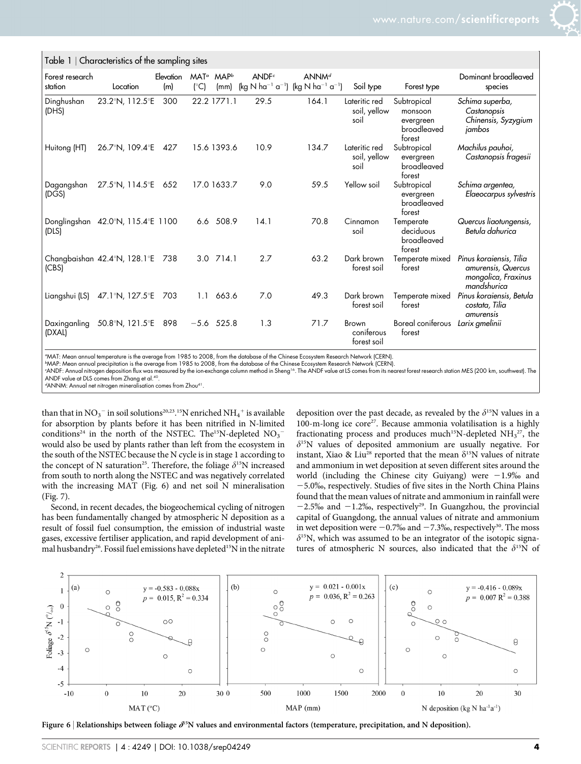Table 1 | Characteristics of the sampling sites

| Forest research station | Location | Elevation (m) | MAT[a] (°C) | MAP[b] (mm) | ANDF[c] (kg N $ha^{-1}$ $a^{-1}$) | ANNM[d] (kg N $ha^{-1}$ $a^{-1}$) | Soil type | Forest type | Dominant broadleaved species |
|---|---|---|---|---|---|---|---|---|---|
| Dinghushan (DHS) | 23.2°N, 112.5°E | 300 | 22.2 | 1771.1 | 29.5 | 164.1 | Lateritic red soil, yellow soil | Subtropical monsoon evergreen broadleaved forest | *Schima superba, Castanopsis Chinensis, Syzygium jambos* |
| Huitong (HT) | 26.7°N, 109.4°E | 427 | 15.6 | 1393.6 | 10.9 | 134.7 | Lateritic red soil, yellow soil | Subtropical evergreen broadleaved forest | *Machilus pauhoi, Castanopsis fragesii* |
| Dagangshan (DGS) | 27.5°N, 114.5°E | 652 | 17.0 | 1633.7 | 9.0 | 59.5 | Yellow soil | Subtropical evergreen broadleaved forest | *Schima argentea, Elaeocarpus sylvestris* |
| Donglingshan (DLS) | 42.0°N, 115.4°E | 1100 | 6.6 | 508.9 | 14.1 | 70.8 | Cinnamon soil | Temperate deciduous broadleaved forest | *Quercus liaotungensis, Betula dahurica* |
| Changbaishan (CBS) | 42.4°N, 128.1°E | 738 | 3.0 | 714.1 | 2.7 | 63.2 | Dark brown forest soil | Temperate mixed forest | *Pinus koraiensis, Tilia amurensis, Quercus mongolica, Fraxinus mandshurica* |
| Liangshui (LS) | 47.1°N, 127.5°E | 703 | 1.1 | 663.6 | 7.0 | 49.3 | Dark brown forest soil | Temperate mixed forest | *Pinus koraiensis, Betula costata, Tilia amurensis* |
| Daxinganling (DXAL) | 50.8°N, 121.5°E | 898 | −5.6 | 525.8 | 1.3 | 71.7 | Brown coniferous forest soil | Boreal coniferous forest | *Larix gmelinii* |

[a]MAT: Mean annual temperature is the average from 1985 to 2008, from the database of the Chinese Ecosystem Research Network (CERN).
[b]MAP: Mean annual precipitation is the average from 1985 to 2008, from the database of the Chinese Ecosystem Research Network (CERN).
[c]ANDF: Annual nitrogen deposition flux was measured by the ion-exchange column method in Sheng[16]. The ANDF value at LS comes from its nearest forest research station MES (200 km, southwest). The ANDF value at DLS comes from Zhang et al.[40].
[d]ANNM: Annual net nitrogen mineralisation comes from Zhou[41].

than that in $NO_3^-$ in soil solutions[20,23]. $^{15}N$ enriched $NH_4^+$ is available for absorption by plants before it has been nitrified in N-limited conditions[24] in the north of the NSTEC. The $^{15}N$-depleted $NO_3^-$ would also be used by plants rather than left from the ecosystem in the south of the NSTEC because the N cycle is in stage 1 according to the concept of N saturation[25]. Therefore, the foliage $\delta^{15}N$ increased from south to north along the NSTEC and was negatively correlated with the increasing MAT (Fig. 6) and net soil N mineralisation (Fig. 7).

Second, in recent decades, the biogeochemical cycling of nitrogen has been fundamentally changed by atmospheric N deposition as a result of fossil fuel consumption, the emission of industrial waste gases, excessive fertiliser application, and rapid development of animal husbandry[26]. Fossil fuel emissions have depleted $^{15}N$ in the nitrate deposition over the past decade, as revealed by the $\delta^{15}N$ values in a 100-m-long ice core[27]. Because ammonia volatilisation is a highly fractionating process and produces much $^{15}N$-depleted $NH_3$[27], the $\delta^{15}N$ values of deposited ammonium are usually negative. For instant, Xiao & Liu[28] reported that the mean $\delta^{15}N$ values of nitrate and ammonium in wet deposition at seven different sites around the world (including the Chinese city Guiyang) were −1.9‰ and −5.0‰, respectively. Studies of five sites in the North China Plains found that the mean values of nitrate and ammonium in rainfall were −2.5‰ and −1.2‰, respectively[29]. In Guangzhou, the provincial capital of Guangdong, the annual values of nitrate and ammonium in wet deposition were −0.7‰ and −7.3‰, respectively[30]. The moss $\delta^{15}N$, which was assumed to be an integrator of the isotopic signatures of atmospheric N sources, also indicated that the $\delta^{15}N$ of

**Figure 6 | Relationships between foliage $\delta^{15}N$ values and environmental factors (temperature, precipitation, and N deposition).**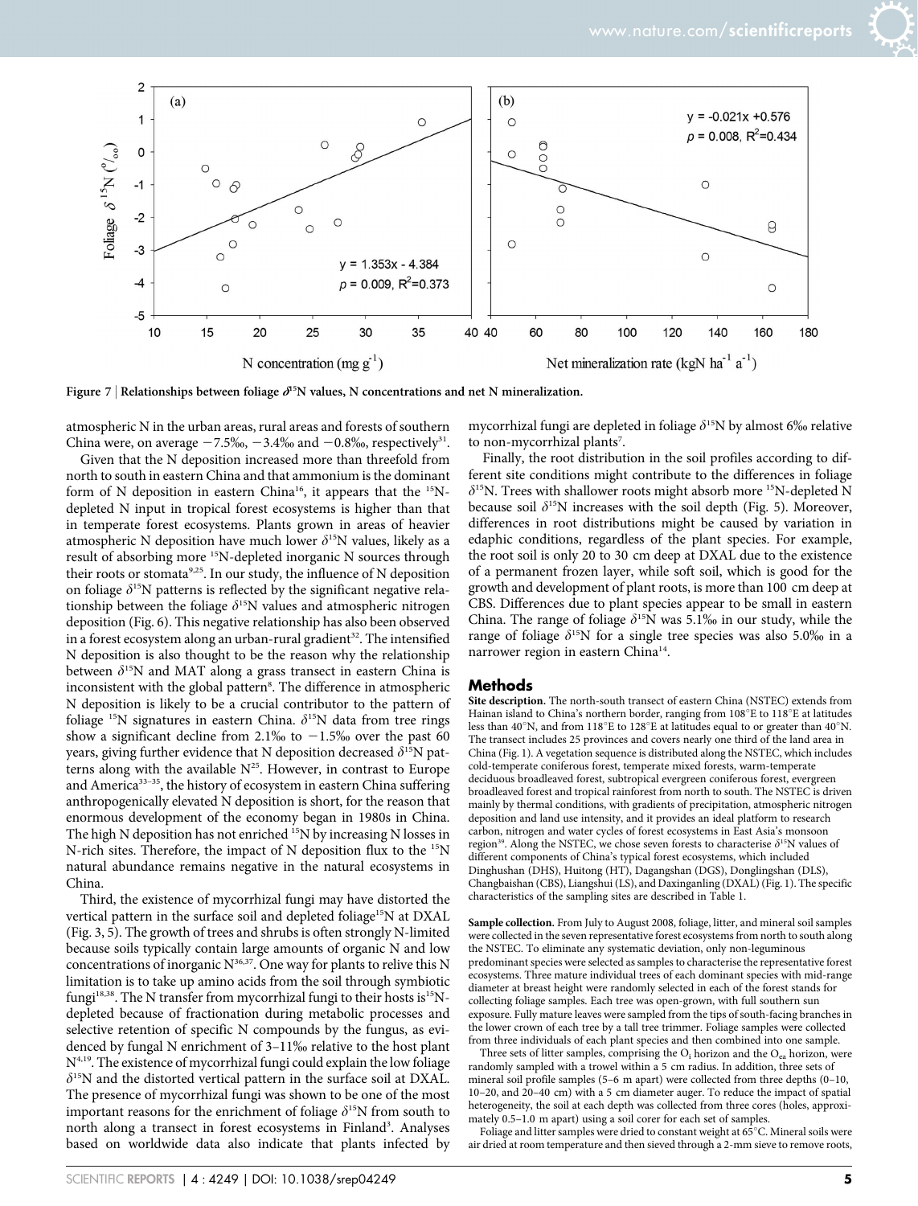Figure 7 | Relationships between foliage $\delta^{15}$N values, N concentrations and net N mineralization.

atmospheric N in the urban areas, rural areas and forests of southern China were, on average −7.5‰, −3.4‰ and −0.8‰, respectively[31].

Given that the N deposition increased more than threefold from north to south in eastern China and that ammonium is the dominant form of N deposition in eastern China[16], it appears that the $^{15}$N-depleted N input in tropical forest ecosystems is higher than that in temperate forest ecosystems. Plants grown in areas of heavier atmospheric N deposition have much lower $\delta^{15}$N values, likely as a result of absorbing more $^{15}$N-depleted inorganic N sources through their roots or stomata[9,25]. In our study, the influence of N deposition on foliage $\delta^{15}$N patterns is reflected by the significant negative relationship between the foliage $\delta^{15}$N values and atmospheric nitrogen deposition (Fig. 6). This negative relationship has also been observed in a forest ecosystem along an urban-rural gradient[32]. The intensified N deposition is also thought to be the reason why the relationship between $\delta^{15}$N and MAT along a grass transect in eastern China is inconsistent with the global pattern[8]. The difference in atmospheric N deposition is likely to be a crucial contributor to the pattern of foliage $^{15}$N signatures in eastern China. $\delta^{15}$N data from tree rings show a significant decline from 2.1‰ to −1.5‰ over the past 60 years, giving further evidence that N deposition decreased $\delta^{15}$N patterns along with the available N[25]. However, in contrast to Europe and America[33–35], the history of ecosystem in eastern China suffering anthropogenically elevated N deposition is short, for the reason that enormous development of the economy began in 1980s in China. The high N deposition has not enriched $^{15}$N by increasing N losses in N-rich sites. Therefore, the impact of N deposition flux to the $^{15}$N natural abundance remains negative in the natural ecosystems in China.

Third, the existence of mycorrhizal fungi may have distorted the vertical pattern in the surface soil and depleted foliage $^{15}$N at DXAL (Fig. 3, 5). The growth of trees and shrubs is often strongly N-limited because soils typically contain large amounts of organic N and low concentrations of inorganic N[36,37]. One way for plants to relive this N limitation is to take up amino acids from the soil through symbiotic fungi[18,38]. The N transfer from mycorrhizal fungi to their hosts is $^{15}$N-depleted because of fractionation during metabolic processes and selective retention of specific N compounds by the fungus, as evidenced by fungal N enrichment of 3–11‰ relative to the host plant N[4,19]. The existence of mycorrhizal fungi could explain the low foliage $\delta^{15}$N and the distorted vertical pattern in the surface soil at DXAL. The presence of mycorrhizal fungi was shown to be one of the most important reasons for the enrichment of foliage $\delta^{15}$N from south to north along a transect in forest ecosystems in Finland[3]. Analyses based on worldwide data also indicate that plants infected by mycorrhizal fungi are depleted in foliage $\delta^{15}$N by almost 6‰ relative to non-mycorrhizal plants[7].

Finally, the root distribution in the soil profiles according to different site conditions might contribute to the differences in foliage $\delta^{15}$N. Trees with shallower roots might absorb more $^{15}$N-depleted N because soil $\delta^{15}$N increases with the soil depth (Fig. 5). Moreover, differences in root distributions might be caused by variation in edaphic conditions, regardless of the plant species. For example, the root soil is only 20 to 30 cm deep at DXAL due to the existence of a permanent frozen layer, while soft soil, which is good for the growth and development of plant roots, is more than 100 cm deep at CBS. Differences due to plant species appear to be small in eastern China. The range of foliage $\delta^{15}$N was 5.1‰ in our study, while the range of foliage $\delta^{15}$N for a single tree species was also 5.0‰ in a narrower region in eastern China[14].

## Methods

**Site description.** The north-south transect of eastern China (NSTEC) extends from Hainan island to China's northern border, ranging from 108°E to 118°E at latitudes less than 40°N, and from 118°E to 128°E at latitudes equal to or greater than 40°N. The transect includes 25 provinces and covers nearly one third of the land area in China (Fig. 1). A vegetation sequence is distributed along the NSTEC, which includes cold-temperate coniferous forest, temperate mixed forests, warm-temperate deciduous broadleaved forest, subtropical evergreen coniferous forest, evergreen broadleaved forest and tropical rainforest from north to south. The NSTEC is driven mainly by thermal conditions, with gradients of precipitation, atmospheric nitrogen deposition and land use intensity, and it provides an ideal platform to research carbon, nitrogen and water cycles of forest ecosystems in East Asia's monsoon region[39]. Along the NSTEC, we chose seven forests to characterise $\delta^{15}$N values of different components of China's typical forest ecosystems, which included Dinghushan (DHS), Huitong (HT), Dagangshan (DGS), Donglingshan (DLS), Changbaishan (CBS), Liangshui (LS), and Daxinganling (DXAL) (Fig. 1). The specific characteristics of the sampling sites are described in Table 1.

**Sample collection.** From July to August 2008, foliage, litter, and mineral soil samples were collected in the seven representative forest ecosystems from north to south along the NSTEC. To eliminate any systematic deviation, only non-leguminous predominant species were selected as samples to characterise the representative forest ecosystems. Three mature individual trees of each dominant species with mid-range diameter at breast height were randomly selected in each of the forest stands for collecting foliage samples. Each tree was open-grown, with full southern sun exposure. Fully mature leaves were sampled from the tips of south-facing branches in the lower crown of each tree by a tall tree trimmer. Foliage samples were collected from three individuals of each plant species and then combined into one sample.

Three sets of litter samples, comprising the $O_i$ horizon and the $O_{ea}$ horizon, were randomly sampled with a trowel within a 5 cm radius. In addition, three sets of mineral soil profile samples (5–6 m apart) were collected from three depths (0–10, 10–20, and 20–40 cm) with a 5 cm diameter auger. To reduce the impact of spatial heterogeneity, the soil at each depth was collected from three cores (holes, approximately 0.5–1.0 m apart) using a soil corer for each set of samples.

Foliage and litter samples were dried to constant weight at 65°C. Mineral soils were air dried at room temperature and then sieved through a 2-mm sieve to remove roots,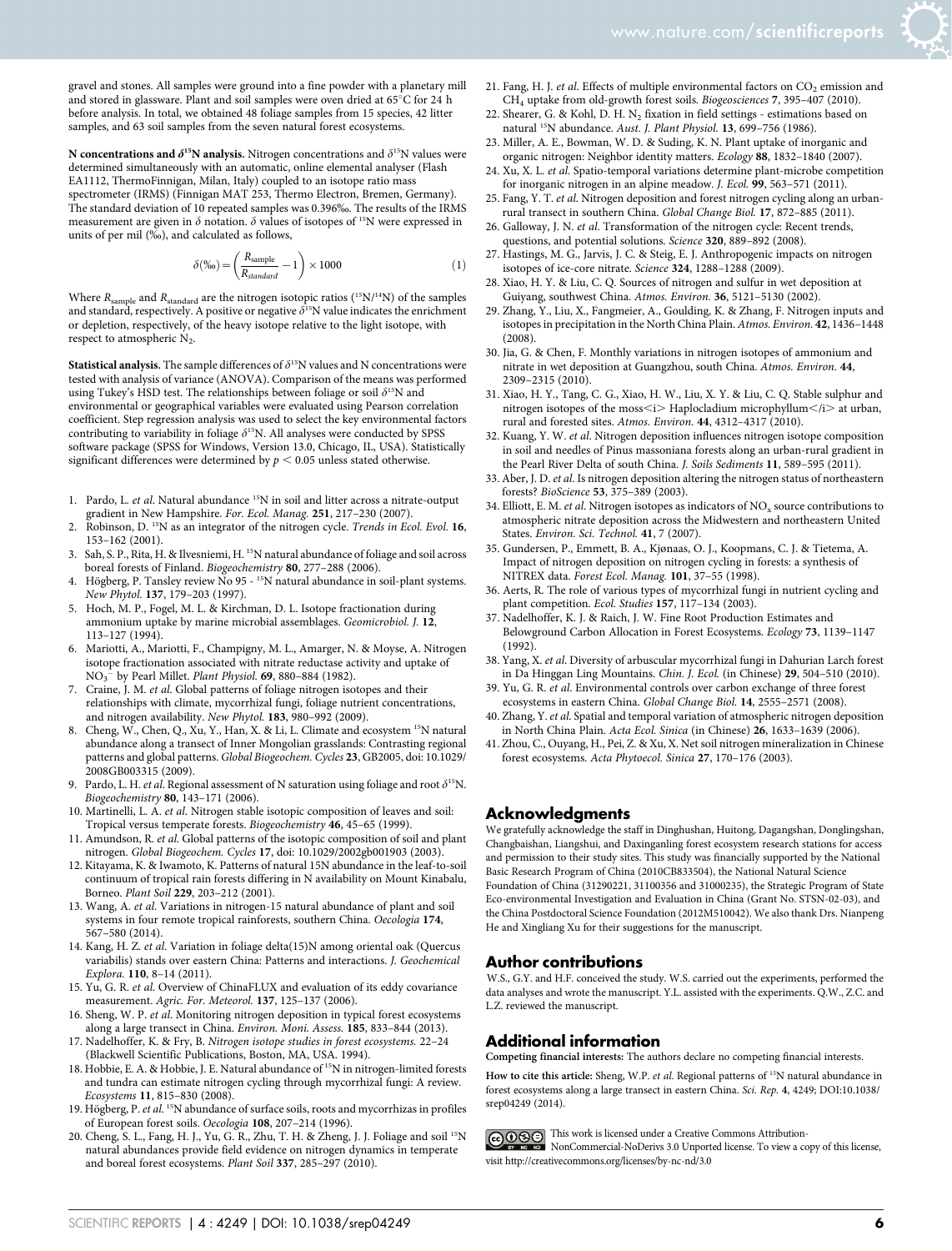gravel and stones. All samples were ground into a fine powder with a planetary mill and stored in glassware. Plant and soil samples were oven dried at 65°C for 24 h before analysis. In total, we obtained 48 foliage samples from 15 species, 42 litter samples, and 63 soil samples from the seven natural forest ecosystems.

**N concentrations and $\delta^{15}$N analysis.** Nitrogen concentrations and $\delta^{15}$N values were determined simultaneously with an automatic, online elemental analyser (Flash EA1112, ThermoFinnigan, Milan, Italy) coupled to an isotope ratio mass spectrometer (IRMS) (Finnigan MAT 253, Thermo Electron, Bremen, Germany). The standard deviation of 10 repeated samples was 0.396‰. The results of the IRMS measurement are given in $\delta$ notation. $\delta$ values of isotopes of $^{15}$N were expressed in units of per mil (‰), and calculated as follows,

$$\delta(‰) = \left(\frac{R_{\text{sample}}}{R_{\text{standard}}} - 1\right) \times 1000 \tag{1}$$

Where $R_{\text{sample}}$ and $R_{\text{standard}}$ are the nitrogen isotopic ratios ($^{15}$N/$^{14}$N) of the samples and standard, respectively. A positive or negative $\delta^{15}$N value indicates the enrichment or depletion, respectively, of the heavy isotope relative to the light isotope, with respect to atmospheric $N_2$.

**Statistical analysis.** The sample differences of $\delta^{15}$N values and N concentrations were tested with analysis of variance (ANOVA). Comparison of the means was performed using Tukey's HSD test. The relationships between foliage or soil $\delta^{15}$N and environmental or geographical variables were evaluated using Pearson correlation coefficient. Step regression analysis was used to select the key environmental factors contributing to variability in foliage $\delta^{15}$N. All analyses were conducted by SPSS software package (SPSS for Windows, Version 13.0, Chicago, IL, USA). Statistically significant differences were determined by $p < 0.05$ unless stated otherwise.

1. Pardo, L. *et al.* Natural abundance $^{15}$N in soil and litter across a nitrate-output gradient in New Hampshire. *For. Ecol. Manag.* **251**, 217–230 (2007).
2. Robinson, D. $^{15}$N as an integrator of the nitrogen cycle. *Trends in Ecol. Evol.* **16**, 153–162 (2001).
3. Sah, S. P., Rita, H. & Ilvesniemi, H. $^{15}$N natural abundance of foliage and soil across boreal forests of Finland. *Biogeochemistry* **80**, 277–288 (2006).
4. Högberg, P. Tansley review No 95 - $^{15}$N natural abundance in soil-plant systems. *New Phytol.* **137**, 179–203 (1997).
5. Hoch, M. P., Fogel, M. L. & Kirchman, D. L. Isotope fractionation during ammonium uptake by marine microbial assemblages. *Geomicrobiol. J.* **12**, 113–127 (1994).
6. Mariotti, A., Mariotti, F., Champigny, M. L., Amarger, N. & Moyse, A. Nitrogen isotope fractionation associated with nitrate reductase activity and uptake of $NO_3^-$ by Pearl Millet. *Plant Physiol.* **69**, 880–884 (1982).
7. Craine, J. M. *et al.* Global patterns of foliage nitrogen isotopes and their relationships with climate, mycorrhizal fungi, foliage nutrient concentrations, and nitrogen availability. *New Phytol.* **183**, 980–992 (2009).
8. Cheng, W., Chen, Q., Xu, Y., Han, X. & Li, L. Climate and ecosystem $^{15}$N natural abundance along a transect of Inner Mongolian grasslands: Contrasting regional patterns and global patterns. *Global Biogeochem. Cycles* **23**, GB2005, doi: 10.1029/2008GB003315 (2009).
9. Pardo, L. H. *et al.* Regional assessment of N saturation using foliage and root $\delta^{15}$N. *Biogeochemistry* **80**, 143–171 (2006).
10. Martinelli, L. A. *et al.* Nitrogen stable isotopic composition of leaves and soil: Tropical versus temperate forests. *Biogeochemistry* **46**, 45–65 (1999).
11. Amundson, R. *et al.* Global patterns of the isotopic composition of soil and plant nitrogen. *Global Biogeochem. Cycles* **17**, doi: 10.1029/2002gb001903 (2003).
12. Kitayama, K. & Iwamoto, K. Patterns of natural 15N abundance in the leaf-to-soil continuum of tropical rain forests differing in N availability on Mount Kinabalu, Borneo. *Plant Soil* **229**, 203–212 (2001).
13. Wang, A. *et al.* Variations in nitrogen-15 natural abundance of plant and soil systems in four remote tropical rainforests, southern China. *Oecologia* **174**, 567–580 (2014).
14. Kang, H. Z. *et al.* Variation in foliage delta(15)N among oriental oak (Quercus variabilis) stands over eastern China: Patterns and interactions. *J. Geochemical Explora.* **110**, 8–14 (2011).
15. Yu, G. R. *et al.* Overview of ChinaFLUX and evaluation of its eddy covariance measurement. *Agric. For. Meteorol.* **137**, 125–137 (2006).
16. Sheng, W. P. *et al.* Monitoring nitrogen deposition in typical forest ecosystems along a large transect in China. *Environ. Moni. Assess.* **185**, 833–844 (2013).
17. Nadelhoffer, K. & Fry, B. *Nitrogen isotope studies in forest ecosystems.* 22–24 (Blackwell Scientific Publications, Boston, MA, USA. 1994).
18. Hobbie, E. A. & Hobbie, J. E. Natural abundance of $^{15}$N in nitrogen-limited forests and tundra can estimate nitrogen cycling through mycorrhizal fungi: A review. *Ecosystems* **11**, 815–830 (2008).
19. Högberg, P. *et al.* $^{15}$N abundance of surface soils, roots and mycorrhizas in profiles of European forest soils. *Oecologia* **108**, 207–214 (1996).
20. Cheng, S. L., Fang, H. J., Yu, G. R., Zhu, T. H. & Zheng, J. J. Foliage and soil $^{15}$N natural abundances provide field evidence on nitrogen dynamics in temperate and boreal forest ecosystems. *Plant Soil* **337**, 285–297 (2010).
21. Fang, H. J. *et al.* Effects of multiple environmental factors on $CO_2$ emission and $CH_4$ uptake from old-growth forest soils. *Biogeosciences* **7**, 395–407 (2010).
22. Shearer, G. & Kohl, D. H. $N_2$ fixation in field settings - estimations based on natural $^{15}$N abundance. *Aust. J. Plant Physiol.* **13**, 699–756 (1986).
23. Miller, A. E., Bowman, W. D. & Suding, K. N. Plant uptake of inorganic and organic nitrogen: Neighbor identity matters. *Ecology* **88**, 1832–1840 (2007).
24. Xu, X. L. *et al.* Spatio-temporal variations determine plant-microbe competition for inorganic nitrogen in an alpine meadow. *J. Ecol.* **99**, 563–571 (2011).
25. Fang, Y. T. *et al.* Nitrogen deposition and forest nitrogen cycling along an urban-rural transect in southern China. *Global Change Biol.* **17**, 872–885 (2011).
26. Galloway, J. N. *et al.* Transformation of the nitrogen cycle: Recent trends, questions, and potential solutions. *Science* **320**, 889–892 (2008).
27. Hastings, M. G., Jarvis, J. C. & Steig, E. J. Anthropogenic impacts on nitrogen isotopes of ice-core nitrate. *Science* **324**, 1288–1288 (2009).
28. Xiao, H. Y. & Liu, C. Q. Sources of nitrogen and sulfur in wet deposition at Guiyang, southwest China. *Atmos. Environ.* **36**, 5121–5130 (2002).
29. Zhang, Y., Liu, X., Fangmeier, A., Goulding, K. & Zhang, F. Nitrogen inputs and isotopes in precipitation in the North China Plain. *Atmos. Environ.* **42**, 1436–1448 (2008).
30. Jia, G. & Chen, F. Monthly variations in nitrogen isotopes of ammonium and nitrate in wet deposition at Guangzhou, south China. *Atmos. Environ.* **44**, 2309–2315 (2010).
31. Xiao, H. Y., Tang, C. G., Xiao, H. W., Liu, X. Y. & Liu, C. Q. Stable sulphur and nitrogen isotopes of the moss<i> Haplocladium microphyllum</i> at urban, rural and forested sites. *Atmos. Environ.* **44**, 4312–4317 (2010).
32. Kuang, Y. W. *et al.* Nitrogen deposition influences nitrogen isotope composition in soil and needles of Pinus massoniana forests along an urban-rural gradient in the Pearl River Delta of south China. *J. Soils Sediments* **11**, 589–595 (2011).
33. Aber, J. D. *et al.* Is nitrogen deposition altering the nitrogen status of northeastern forests? *BioScience* **53**, 375–389 (2003).
34. Elliott, E. M. *et al.* Nitrogen isotopes as indicators of $NO_x$ source contributions to atmospheric nitrate deposition across the Midwestern and northeastern United States. *Environ. Sci. Technol.* **41**, 7 (2007).
35. Gundersen, P., Emmett, B. A., Kjønaas, O. J., Koopmans, C. J. & Tietema, A. Impact of nitrogen deposition on nitrogen cycling in forests: a synthesis of NITREX data. *Forest Ecol. Manag.* **101**, 37–55 (1998).
36. Aerts, R. The role of various types of mycorrhizal fungi in nutrient cycling and plant competition. *Ecol. Studies* **157**, 117–134 (2003).
37. Nadelhoffer, K. J. & Raich, J. W. Fine Root Production Estimates and Belowground Carbon Allocation in Forest Ecosystems. *Ecology* **73**, 1139–1147 (1992).
38. Yang, X. *et al.* Diversity of arbuscular mycorrhizal fungi in Dahurian Larch forest in Da Hinggan Ling Mountains. *Chin. J. Ecol.* (in Chinese) **29**, 504–510 (2010).
39. Yu, G. R. *et al.* Environmental controls over carbon exchange of three forest ecosystems in eastern China. *Global Change Biol.* **14**, 2555–2571 (2008).
40. Zhang, Y. *et al.* Spatial and temporal variation of atmospheric nitrogen deposition in North China Plain. *Acta Ecol. Sinica* (in Chinese) **26**, 1633–1639 (2006).
41. Zhou, C., Ouyang, H., Pei, Z. & Xu, X. Net soil nitrogen mineralization in Chinese forest ecosystems. *Acta Phytoecol. Sinica* **27**, 170–176 (2003).

## Acknowledgments

We gratefully acknowledge the staff in Dinghushan, Huitong, Dagangshan, Donglingshan, Changbaishan, Liangshui, and Daxinganling forest ecosystem research stations for access and permission to their study sites. This study was financially supported by the National Basic Research Program of China (2010CB833504), the National Natural Science Foundation of China (31290221, 31100356 and 31000235), the Strategic Program of State Eco-environmental Investigation and Evaluation in China (Grant No. STSN-02-03), and the China Postdoctoral Science Foundation (2012M510042). We also thank Drs. Nianpeng He and Xingliang Xu for their suggestions for the manuscript.

## Author contributions

W.S., G.Y. and H.F. conceived the study. W.S. carried out the experiments, performed the data analyses and wrote the manuscript. Y.L. assisted with the experiments. Q.W., Z.C. and L.Z. reviewed the manuscript.

## Additional information

**Competing financial interests:** The authors declare no competing financial interests.

**How to cite this article:** Sheng, W.P. *et al.* Regional patterns of $^{15}$N natural abundance in forest ecosystems along a large transect in eastern China. *Sci. Rep.* **4**, 4249; DOI:10.1038/srep04249 (2014).

This work is licensed under a Creative Commons Attribution-NonCommercial-NoDerivs 3.0 Unported license. To view a copy of this license, visit http://creativecommons.org/licenses/by-nc-nd/3.0